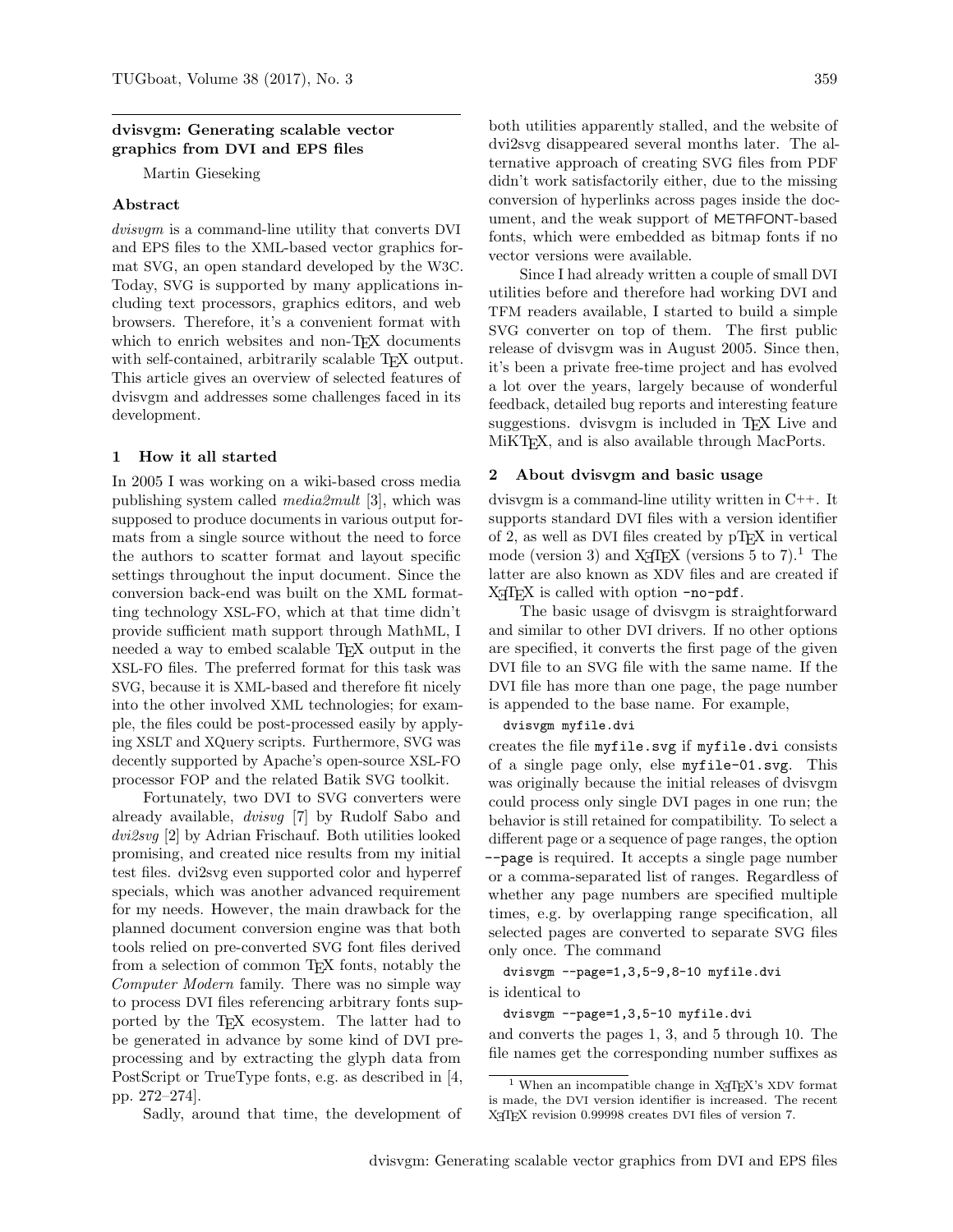## dvisvgm: Generating scalable vector graphics from DVI and EPS files

Martin Gieseking

### Abstract

*dvisvgm* is a command-line utility that converts DVI and EPS files to the XML-based vector graphics format SVG, an open standard developed by the W3C. Today, SVG is supported by many applications including text processors, graphics editors, and web browsers. Therefore, it's a convenient format with which to enrich websites and non-TeX documents with self-contained, arbitrarily scalable TeX output. This article gives an overview of selected features of dvisvgm and addresses some challenges faced in its development.

### 1 How it all started

In 2005 I was working on a wiki-based cross media publishing system called *media2mult* [3], which was supposed to produce documents in various output formats from a single source without the need to force the authors to scatter format and layout specific settings throughout the input document. Since the conversion back-end was built on the XML formatting technology XSL-FO, which at that time didn't provide sufficient math support through MathML, I needed a way to embed scalable TeX output in the XSL-FO files. The preferred format for this task was SVG, because it is XML-based and therefore fit nicely into the other involved XML technologies; for example, the files could be post-processed easily by applying XSLT and XQuery scripts. Furthermore, SVG was decently supported by Apache's open-source XSL-FO processor FOP and the related Batik SVG toolkit.

Fortunately, two DVI to SVG converters were already available, *dvisvg* [7] by Rudolf Sabo and *dvi2svg* [2] by Adrian Frischauf. Both utilities looked promising, and created nice results from my initial test files. dvi2svg even supported color and hyperref specials, which was another advanced requirement for my needs. However, the main drawback for the planned document conversion engine was that both tools relied on pre-converted SVG font files derived from a selection of common TeX fonts, notably the *Computer Modern* family. There was no simple way to process DVI files referencing arbitrary fonts supported by the TeX ecosystem. The latter had to be generated in advance by some kind of DVI preprocessing and by extracting the glyph data from PostScript or TrueType fonts, e.g. as described in [4, pp. 272–274].

Sadly, around that time, the development of both utilities apparently stalled, and the website of dvi2svg disappeared several months later. The alternative approach of creating SVG files from PDF didn't work satisfactorily either, due to the missing conversion of hyperlinks across pages inside the document, and the weak support of METAFONT-based fonts, which were embedded as bitmap fonts if no vector versions were available.

Since I had already written a couple of small DVI utilities before and therefore had working DVI and TFM readers available, I started to build a simple SVG converter on top of them. The first public release of dvisvgm was in August 2005. Since then, it's been a private free-time project and has evolved a lot over the years, largely because of wonderful feedback, detailed bug reports and interesting feature suggestions. dvisvgm is included in TeX Live and MiKTeX, and is also available through MacPorts.

### 2 About dvisvgm and basic usage

dvisvgm is a command-line utility written in C++. It supports standard DVI files with a version identifier of 2, as well as DVI files created by pTeX in vertical mode (version 3) and XeTeX (versions 5 to 7).[1] The latter are also known as XDV files and are created if XeTeX is called with option `-no-pdf`.

The basic usage of dvisvgm is straightforward and similar to other DVI drivers. If no other options are specified, it converts the first page of the given DVI file to an SVG file with the same name. If the DVI file has more than one page, the page number is appended to the base name. For example,

```
dvisvgm myfile.dvi
```

creates the file `myfile.svg` if `myfile.dvi` consists of a single page only, else `myfile-01.svg`. This was originally because the initial releases of dvisvgm could process only single DVI pages in one run; the behavior is still retained for compatibility. To select a different page or a sequence of page ranges, the option `--page` is required. It accepts a single page number or a comma-separated list of ranges. Regardless of whether any page numbers are specified multiple times, e.g. by overlapping range specification, all selected pages are converted to separate SVG files only once. The command

```
dvisvgm --page=1,3,5-9,8-10 myfile.dvi
```

is identical to

```
dvisvgm --page=1,3,5-10 myfile.dvi
```

and converts the pages 1, 3, and 5 through 10. The file names get the corresponding number suffixes as

[1] When an incompatible change in XeTeX's XDV format is made, the DVI version identifier is increased. The recent XeTeX revision 0.99998 creates DVI files of version 7.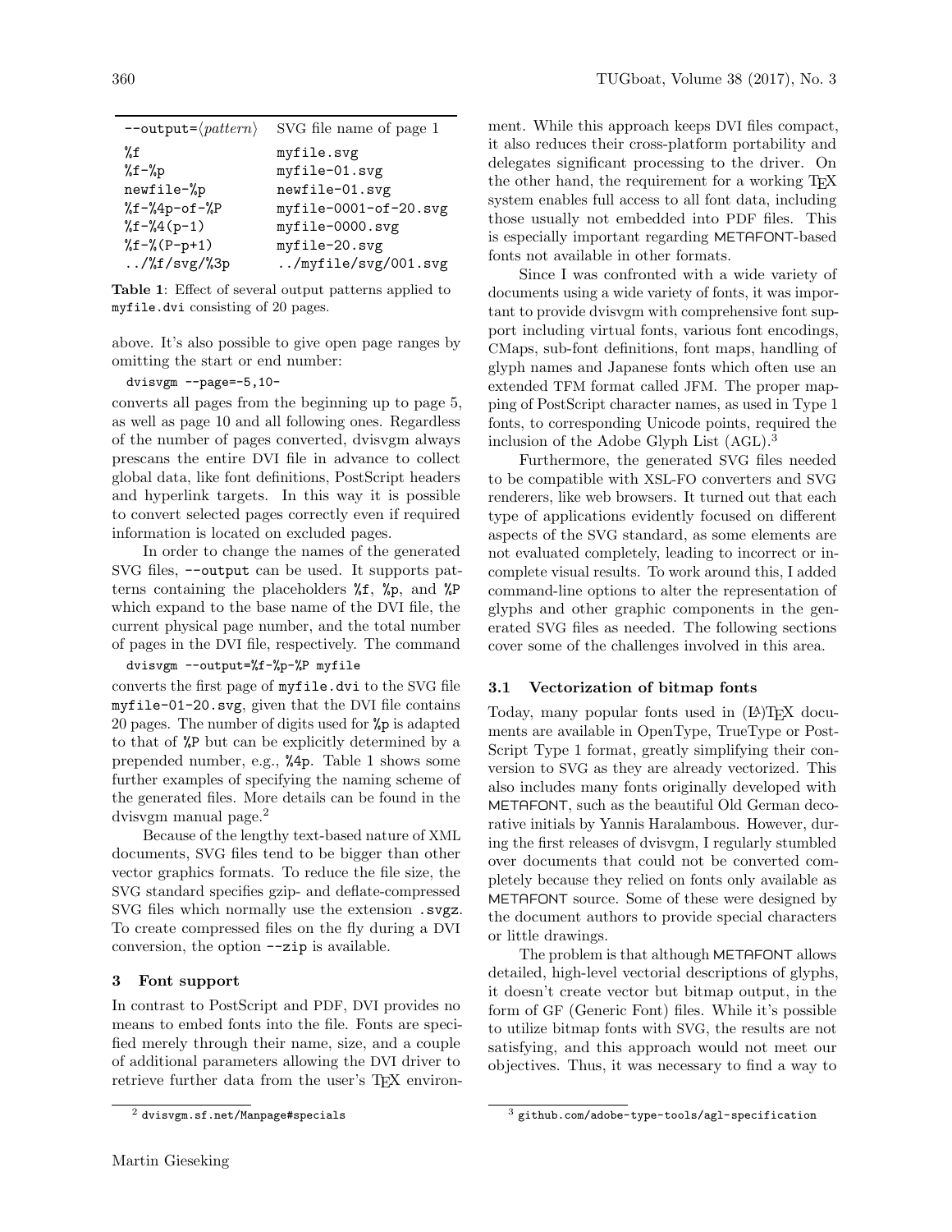| --output=⟨*pattern*⟩ | SVG file name of page 1 |
| --- | --- |
| `%f` | `myfile.svg` |
| `%f-%p` | `myfile-01.svg` |
| `newfile-%p` | `newfile-01.svg` |
| `%f-%4p-of-%P` | `myfile-0001-of-20.svg` |
| `%f-%4(p-1)` | `myfile-0000.svg` |
| `%f-%(P-p+1)` | `myfile-20.svg` |
| `../%f/svg/%3p` | `../myfile/svg/001.svg` |

**Table 1**: Effect of several output patterns applied to `myfile.dvi` consisting of 20 pages.

above. It's also possible to give open page ranges by omitting the start or end number:

```
dvisvgm --page=-5,10-
```

converts all pages from the beginning up to page 5, as well as page 10 and all following ones. Regardless of the number of pages converted, dvisvgm always prescans the entire DVI file in advance to collect global data, like font definitions, PostScript headers and hyperlink targets. In this way it is possible to convert selected pages correctly even if required information is located on excluded pages.

In order to change the names of the generated SVG files, `--output` can be used. It supports patterns containing the placeholders `%f`, `%p`, and `%P` which expand to the base name of the DVI file, the current physical page number, and the total number of pages in the DVI file, respectively. The command

```
dvisvgm --output=%f-%p-%P myfile
```

converts the first page of `myfile.dvi` to the SVG file `myfile-01-20.svg`, given that the DVI file contains 20 pages. The number of digits used for `%p` is adapted to that of `%P` but can be explicitly determined by a prepended number, e.g., `%4p`. Table 1 shows some further examples of specifying the naming scheme of the generated files. More details can be found in the dvisvgm manual page.[2]

Because of the lengthy text-based nature of XML documents, SVG files tend to be bigger than other vector graphics formats. To reduce the file size, the SVG standard specifies gzip- and deflate-compressed SVG files which normally use the extension `.svgz`. To create compressed files on the fly during a DVI conversion, the option `--zip` is available.

## 3 Font support

In contrast to PostScript and PDF, DVI provides no means to embed fonts into the file. Fonts are specified merely through their name, size, and a couple of additional parameters allowing the DVI driver to retrieve further data from the user's TEX environment. While this approach keeps DVI files compact, it also reduces their cross-platform portability and delegates significant processing to the driver. On the other hand, the requirement for a working TEX system enables full access to all font data, including those usually not embedded into PDF files. This is especially important regarding METAFONT-based fonts not available in other formats.

Since I was confronted with a wide variety of documents using a wide variety of fonts, it was important to provide dvisvgm with comprehensive font support including virtual fonts, various font encodings, CMaps, sub-font definitions, font maps, handling of glyph names and Japanese fonts which often use an extended TFM format called JFM. The proper mapping of PostScript character names, as used in Type 1 fonts, to corresponding Unicode points, required the inclusion of the Adobe Glyph List (AGL).[3]

Furthermore, the generated SVG files needed to be compatible with XSL-FO converters and SVG renderers, like web browsers. It turned out that each type of applications evidently focused on different aspects of the SVG standard, as some elements are not evaluated completely, leading to incorrect or incomplete visual results. To work around this, I added command-line options to alter the representation of glyphs and other graphic components in the generated SVG files as needed. The following sections cover some of the challenges involved in this area.

### 3.1 Vectorization of bitmap fonts

Today, many popular fonts used in (LA)TEX documents are available in OpenType, TrueType or PostScript Type 1 format, greatly simplifying their conversion to SVG as they are already vectorized. This also includes many fonts originally developed with METAFONT, such as the beautiful Old German decorative initials by Yannis Haralambous. However, during the first releases of dvisvgm, I regularly stumbled over documents that could not be converted completely because they relied on fonts only available as METAFONT source. Some of these were designed by the document authors to provide special characters or little drawings.

The problem is that although METAFONT allows detailed, high-level vectorial descriptions of glyphs, it doesn't create vector but bitmap output, in the form of GF (Generic Font) files. While it's possible to utilize bitmap fonts with SVG, the results are not satisfying, and this approach would not meet our objectives. Thus, it was necessary to find a way to

[2] `dvisvgm.sf.net/Manpage#specials`

[3] `github.com/adobe-type-tools/agl-specification`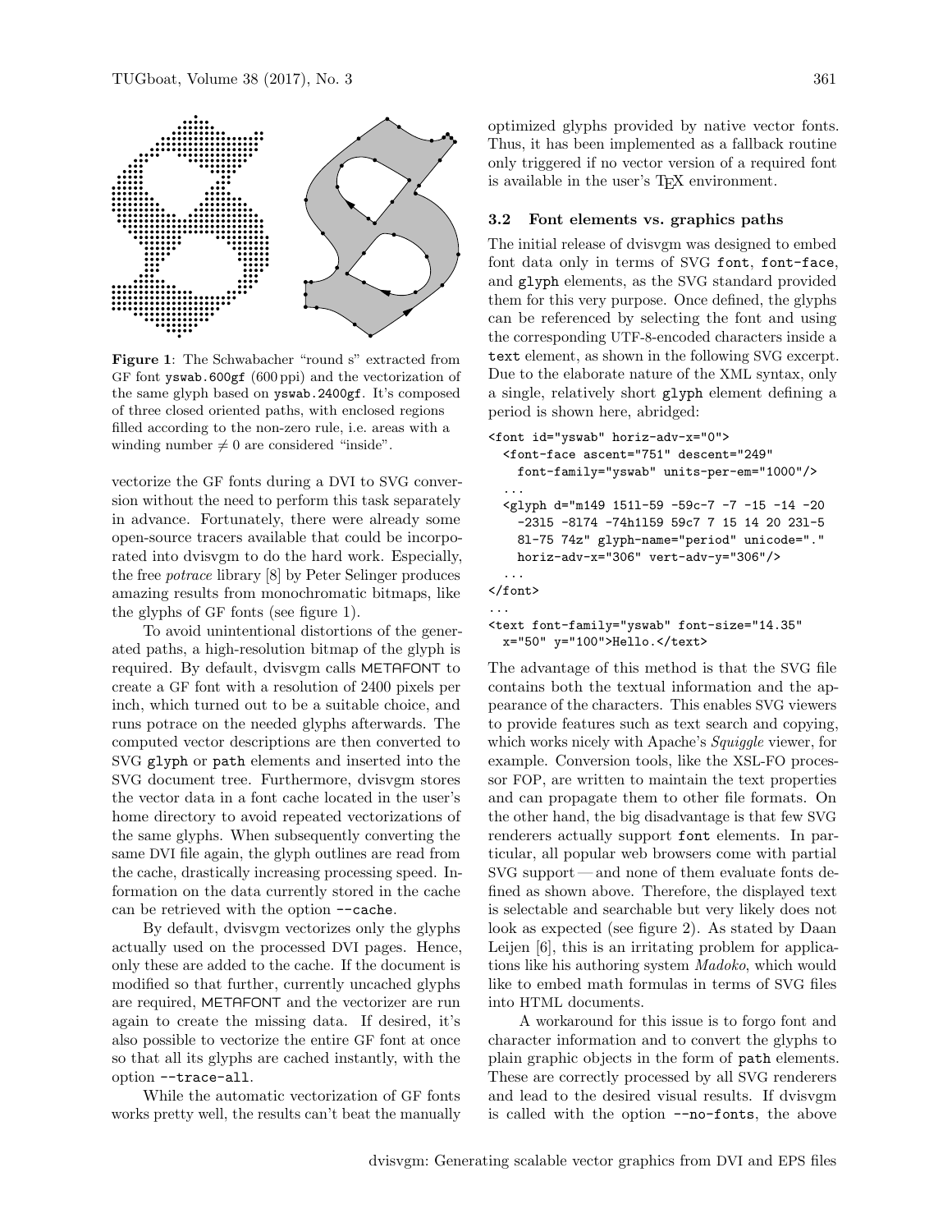**Figure 1**: The Schwabacher "round s" extracted from GF font `yswab.600gf` (600 ppi) and the vectorization of the same glyph based on `yswab.2400gf`. It's composed of three closed oriented paths, with enclosed regions filled according to the non-zero rule, i.e. areas with a winding number $\neq 0$ are considered "inside".

vectorize the GF fonts during a DVI to SVG conversion without the need to perform this task separately in advance. Fortunately, there were already some open-source tracers available that could be incorporated into dvisvgm to do the hard work. Especially, the free *potrace* library [8] by Peter Selinger produces amazing results from monochromatic bitmaps, like the glyphs of GF fonts (see figure 1).

To avoid unintentional distortions of the generated paths, a high-resolution bitmap of the glyph is required. By default, dvisvgm calls METAFONT to create a GF font with a resolution of 2400 pixels per inch, which turned out to be a suitable choice, and runs potrace on the needed glyphs afterwards. The computed vector descriptions are then converted to SVG `glyph` or `path` elements and inserted into the SVG document tree. Furthermore, dvisvgm stores the vector data in a font cache located in the user's home directory to avoid repeated vectorizations of the same glyphs. When subsequently converting the same DVI file again, the glyph outlines are read from the cache, drastically increasing processing speed. Information on the data currently stored in the cache can be retrieved with the option `--cache`.

By default, dvisvgm vectorizes only the glyphs actually used on the processed DVI pages. Hence, only these are added to the cache. If the document is modified so that further, currently uncached glyphs are required, METAFONT and the vectorizer are run again to create the missing data. If desired, it's also possible to vectorize the entire GF font at once so that all its glyphs are cached instantly, with the option `--trace-all`.

While the automatic vectorization of GF fonts works pretty well, the results can't beat the manually optimized glyphs provided by native vector fonts. Thus, it has been implemented as a fallback routine only triggered if no vector version of a required font is available in the user's TeX environment.

### 3.2 Font elements vs. graphics paths

The initial release of dvisvgm was designed to embed font data only in terms of SVG `font`, `font-face`, and `glyph` elements, as the SVG standard provided them for this very purpose. Once defined, the glyphs can be referenced by selecting the font and using the corresponding UTF-8-encoded characters inside a `text` element, as shown in the following SVG excerpt. Due to the elaborate nature of the XML syntax, only a single, relatively short `glyph` element defining a period is shown here, abridged:

```
<font id="yswab" horiz-adv-x="0">
  <font-face ascent="751" descent="249"
    font-family="yswab" units-per-em="1000"/>
  ...
  <glyph d="m149 151l-59 -59c-7 -7 -15 -14 -20
    -23l5 -8174 -74h1l59 59c7 7 15 14 20 23l-5
    8l-75 74z" glyph-name="period" unicode="."
    horiz-adv-x="306" vert-adv-y="306"/>
  ...
</font>
...
<text font-family="yswab" font-size="14.35"
  x="50" y="100">Hello.</text>
```

The advantage of this method is that the SVG file contains both the textual information and the appearance of the characters. This enables SVG viewers to provide features such as text search and copying, which works nicely with Apache's *Squiggle* viewer, for example. Conversion tools, like the XSL-FO processor FOP, are written to maintain the text properties and can propagate them to other file formats. On the other hand, the big disadvantage is that few SVG renderers actually support `font` elements. In particular, all popular web browsers come with partial SVG support — and none of them evaluate fonts defined as shown above. Therefore, the displayed text is selectable and searchable but very likely does not look as expected (see figure 2). As stated by Daan Leijen [6], this is an irritating problem for applications like his authoring system *Madoko*, which would like to embed math formulas in terms of SVG files into HTML documents.

A workaround for this issue is to forgo font and character information and to convert the glyphs to plain graphic objects in the form of `path` elements. These are correctly processed by all SVG renderers and lead to the desired visual results. If dvisvgm is called with the option `--no-fonts`, the above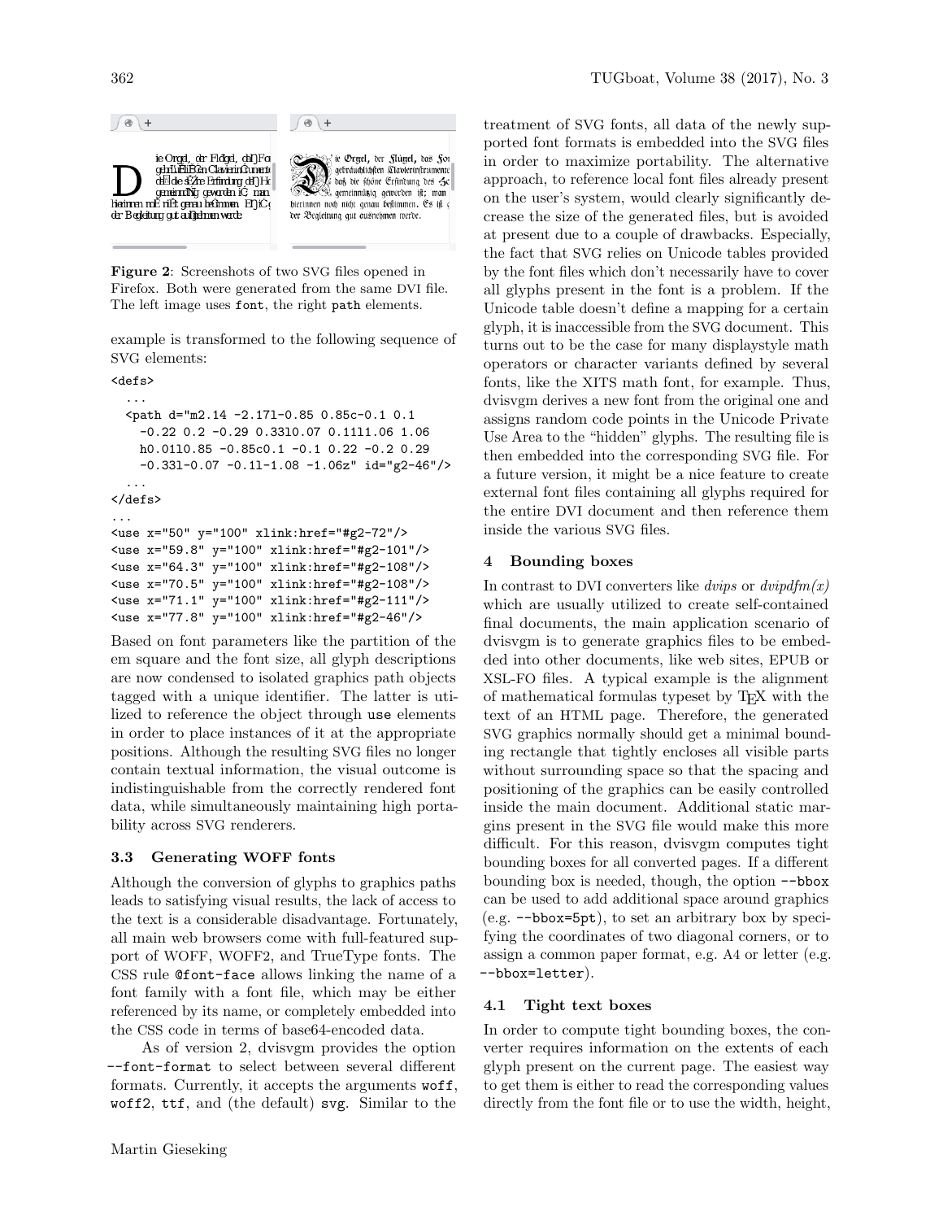**Figure 2**: Screenshots of two SVG files opened in Firefox. Both were generated from the same DVI file. The left image uses `font`, the right `path` elements.

example is transformed to the following sequence of SVG elements:

```
<defs>
  ...
  <path d="m2.14 -2.17l-0.85 0.85c-0.1 0.1
    -0.22 0.2 -0.29 0.33l0.07 0.11l1.06 1.06
    h0.01l0.85 -0.85c0.1 -0.1 0.22 -0.2 0.29
    -0.33l-0.07 -0.11-1.08 -1.06z" id="g2-46"/>
  ...
</defs>
...
<use x="50" y="100" xlink:href="#g2-72"/>
<use x="59.8" y="100" xlink:href="#g2-101"/>
<use x="64.3" y="100" xlink:href="#g2-108"/>
<use x="70.5" y="100" xlink:href="#g2-108"/>
<use x="71.1" y="100" xlink:href="#g2-111"/>
<use x="77.8" y="100" xlink:href="#g2-46"/>
```

Based on font parameters like the partition of the em square and the font size, all glyph descriptions are now condensed to isolated graphics path objects tagged with a unique identifier. The latter is utilized to reference the object through `use` elements in order to place instances of it at the appropriate positions. Although the resulting SVG files no longer contain textual information, the visual outcome is indistinguishable from the correctly rendered font data, while simultaneously maintaining high portability across SVG renderers.

### 3.3 Generating WOFF fonts

Although the conversion of glyphs to graphics paths leads to satisfying visual results, the lack of access to the text is a considerable disadvantage. Fortunately, all main web browsers come with full-featured support of WOFF, WOFF2, and TrueType fonts. The CSS rule `@font-face` allows linking the name of a font family with a font file, which may be either referenced by its name, or completely embedded into the CSS code in terms of base64-encoded data.

As of version 2, dvisvgm provides the option `--font-format` to select between several different formats. Currently, it accepts the arguments `woff`, `woff2`, `ttf`, and (the default) `svg`. Similar to the treatment of SVG fonts, all data of the newly supported font formats is embedded into the SVG files in order to maximize portability. The alternative approach, to reference local font files already present on the user's system, would clearly significantly decrease the size of the generated files, but is avoided at present due to a couple of drawbacks. Especially, the fact that SVG relies on Unicode tables provided by the font files which don't necessarily have to cover all glyphs present in the font is a problem. If the Unicode table doesn't define a mapping for a certain glyph, it is inaccessible from the SVG document. This turns out to be the case for many displaystyle math operators or character variants defined by several fonts, like the XITS math font, for example. Thus, dvisvgm derives a new font from the original one and assigns random code points in the Unicode Private Use Area to the "hidden" glyphs. The resulting file is then embedded into the corresponding SVG file. For a future version, it might be a nice feature to create external font files containing all glyphs required for the entire DVI document and then reference them inside the various SVG files.

## 4 Bounding boxes

In contrast to DVI converters like *dvips* or *dvipdfm(x)* which are usually utilized to create self-contained final documents, the main application scenario of dvisvgm is to generate graphics files to be embedded into other documents, like web sites, EPUB or XSL-FO files. A typical example is the alignment of mathematical formulas typeset by TeX with the text of an HTML page. Therefore, the generated SVG graphics normally should get a minimal bounding rectangle that tightly encloses all visible parts without surrounding space so that the spacing and positioning of the graphics can be easily controlled inside the main document. Additional static margins present in the SVG file would make this more difficult. For this reason, dvisvgm computes tight bounding boxes for all converted pages. If a different bounding box is needed, though, the option `--bbox` can be used to add additional space around graphics (e.g. `--bbox=5pt`), to set an arbitrary box by specifying the coordinates of two diagonal corners, or to assign a common paper format, e.g. A4 or letter (e.g. `--bbox=letter`).

### 4.1 Tight text boxes

In order to compute tight bounding boxes, the converter requires information on the extents of each glyph present on the current page. The easiest way to get them is either to read the corresponding values directly from the font file or to use the width, height,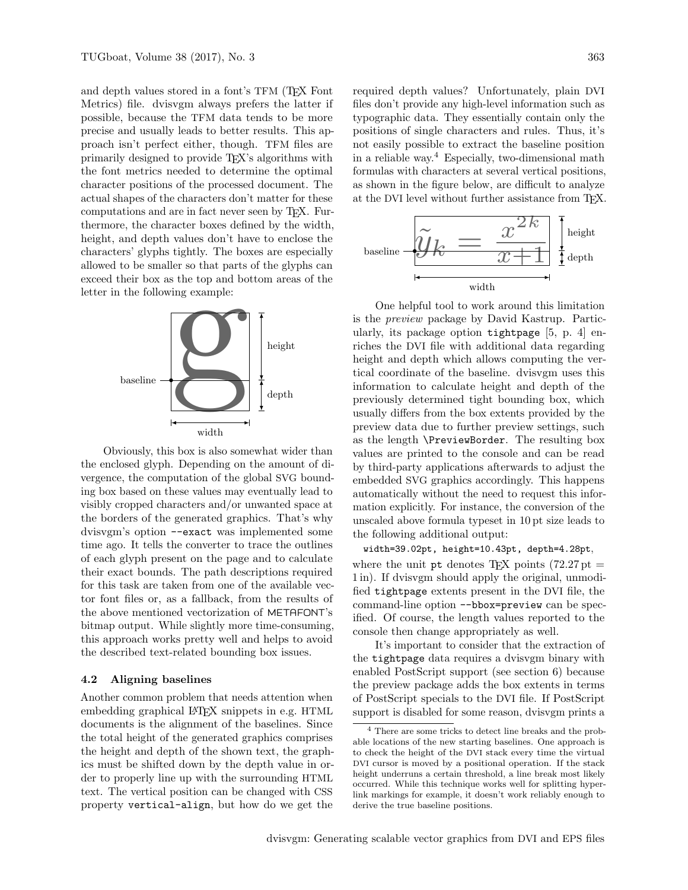and depth values stored in a font's TFM (TeX Font Metrics) file. dvisvgm always prefers the latter if possible, because the TFM data tends to be more precise and usually leads to better results. This approach isn't perfect either, though. TFM files are primarily designed to provide TeX's algorithms with the font metrics needed to determine the optimal character positions of the processed document. The actual shapes of the characters don't matter for these computations and are in fact never seen by TeX. Furthermore, the character boxes defined by the width, height, and depth values don't have to enclose the characters' glyphs tightly. The boxes are especially allowed to be smaller so that parts of the glyphs can exceed their box as the top and bottom areas of the letter in the following example:

Obviously, this box is also somewhat wider than the enclosed glyph. Depending on the amount of divergence, the computation of the global SVG bounding box based on these values may eventually lead to visibly cropped characters and/or unwanted space at the borders of the generated graphics. That's why dvisvgm's option `--exact` was implemented some time ago. It tells the converter to trace the outlines of each glyph present on the page and to calculate their exact bounds. The path descriptions required for this task are taken from one of the available vector font files or, as a fallback, from the results of the above mentioned vectorization of METAFONT's bitmap output. While slightly more time-consuming, this approach works pretty well and helps to avoid the described text-related bounding box issues.

### 4.2 Aligning baselines

Another common problem that needs attention when embedding graphical LaTeX snippets in e.g. HTML documents is the alignment of the baselines. Since the total height of the generated graphics comprises the height and depth of the shown text, the graphics must be shifted down by the depth value in order to properly line up with the surrounding HTML text. The vertical position can be changed with CSS property `vertical-align`, but how do we get the required depth values? Unfortunately, plain DVI files don't provide any high-level information such as typographic data. They essentially contain only the positions of single characters and rules. Thus, it's not easily possible to extract the baseline position in a reliable way.[4] Especially, two-dimensional math formulas with characters at several vertical positions, as shown in the figure below, are difficult to analyze at the DVI level without further assistance from TeX.

$$\tilde{y}_k = \frac{x^{2k}}{x+1}$$

One helpful tool to work around this limitation is the *preview* package by David Kastrup. Particularly, its package option `tightpage` [5, p. 4] enriches the DVI file with additional data regarding height and depth which allows computing the vertical coordinate of the baseline. dvisvgm uses this information to calculate height and depth of the previously determined tight bounding box, which usually differs from the box extents provided by the preview data due to further preview settings, such as the length `\PreviewBorder`. The resulting box values are printed to the console and can be read by third-party applications afterwards to adjust the embedded SVG graphics accordingly. This happens automatically without the need to request this information explicitly. For instance, the conversion of the unscaled above formula typeset in 10 pt size leads to the following additional output:

```
width=39.02pt, height=10.43pt, depth=4.28pt,
```

where the unit `pt` denotes TeX points (72.27 pt = 1 in). If dvisvgm should apply the original, unmodified `tightpage` extents present in the DVI file, the command-line option `--bbox=preview` can be specified. Of course, the length values reported to the console then change appropriately as well.

It's important to consider that the extraction of the `tightpage` data requires a dvisvgm binary with enabled PostScript support (see section 6) because the preview package adds the box extents in terms of PostScript specials to the DVI file. If PostScript support is disabled for some reason, dvisvgm prints a

[4] There are some tricks to detect line breaks and the probable locations of the new starting baselines. One approach is to check the height of the DVI stack every time the virtual DVI cursor is moved by a positional operation. If the stack height underruns a certain threshold, a line break most likely occurred. While this technique works well for splitting hyperlink markings for example, it doesn't work reliably enough to derive the true baseline positions.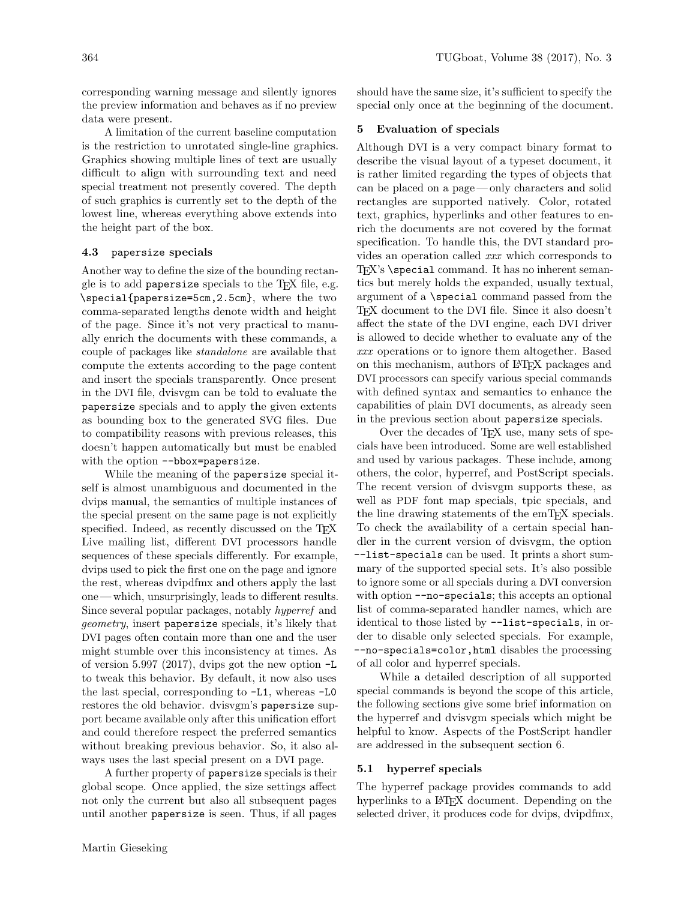corresponding warning message and silently ignores the preview information and behaves as if no preview data were present.

A limitation of the current baseline computation is the restriction to unrotated single-line graphics. Graphics showing multiple lines of text are usually difficult to align with surrounding text and need special treatment not presently covered. The depth of such graphics is currently set to the depth of the lowest line, whereas everything above extends into the height part of the box.

### 4.3 `papersize` specials

Another way to define the size of the bounding rectangle is to add `papersize` specials to the TeX file, e.g. `\special{papersize=5cm,2.5cm}`, where the two comma-separated lengths denote width and height of the page. Since it's not very practical to manually enrich the documents with these commands, a couple of packages like *standalone* are available that compute the extents according to the page content and insert the specials transparently. Once present in the DVI file, dvisvgm can be told to evaluate the `papersize` specials and to apply the given extents as bounding box to the generated SVG files. Due to compatibility reasons with previous releases, this doesn't happen automatically but must be enabled with the option `--bbox=papersize`.

While the meaning of the `papersize` special itself is almost unambiguous and documented in the dvips manual, the semantics of multiple instances of the special present on the same page is not explicitly specified. Indeed, as recently discussed on the TeX Live mailing list, different DVI processors handle sequences of these specials differently. For example, dvips used to pick the first one on the page and ignore the rest, whereas dvipdfmx and others apply the last one — which, unsurprisingly, leads to different results. Since several popular packages, notably *hyperref* and *geometry*, insert `papersize` specials, it's likely that DVI pages often contain more than one and the user might stumble over this inconsistency at times. As of version 5.997 (2017), dvips got the new option `-L` to tweak this behavior. By default, it now also uses the last special, corresponding to `-L1`, whereas `-L0` restores the old behavior. dvisvgm's `papersize` support became available only after this unification effort and could therefore respect the preferred semantics without breaking previous behavior. So, it also always uses the last special present on a DVI page.

A further property of `papersize` specials is their global scope. Once applied, the size settings affect not only the current but also all subsequent pages until another `papersize` is seen. Thus, if all pages should have the same size, it's sufficient to specify the special only once at the beginning of the document.

## 5 Evaluation of specials

Although DVI is a very compact binary format to describe the visual layout of a typeset document, it is rather limited regarding the types of objects that can be placed on a page — only characters and solid rectangles are supported natively. Color, rotated text, graphics, hyperlinks and other features to enrich the documents are not covered by the format specification. To handle this, the DVI standard provides an operation called *xxx* which corresponds to TeX's `\special` command. It has no inherent semantics but merely holds the expanded, usually textual, argument of a `\special` command passed from the TeX document to the DVI file. Since it also doesn't affect the state of the DVI engine, each DVI driver is allowed to decide whether to evaluate any of the *xxx* operations or to ignore them altogether. Based on this mechanism, authors of LaTeX packages and DVI processors can specify various special commands with defined syntax and semantics to enhance the capabilities of plain DVI documents, as already seen in the previous section about `papersize` specials.

Over the decades of TeX use, many sets of specials have been introduced. Some are well established and used by various packages. These include, among others, the color, hyperref, and PostScript specials. The recent version of dvisvgm supports these, as well as PDF font map specials, tpic specials, and the line drawing statements of the emTeX specials. To check the availability of a certain special handler in the current version of dvisvgm, the option `--list-specials` can be used. It prints a short summary of the supported special sets. It's also possible to ignore some or all specials during a DVI conversion with option `--no-specials`; this accepts an optional list of comma-separated handler names, which are identical to those listed by `--list-specials`, in order to disable only selected specials. For example, `--no-specials=color,html` disables the processing of all color and hyperref specials.

While a detailed description of all supported special commands is beyond the scope of this article, the following sections give some brief information on the hyperref and dvisvgm specials which might be helpful to know. Aspects of the PostScript handler are addressed in the subsequent section 6.

### 5.1 hyperref specials

The hyperref package provides commands to add hyperlinks to a LaTeX document. Depending on the selected driver, it produces code for dvips, dvipdfmx,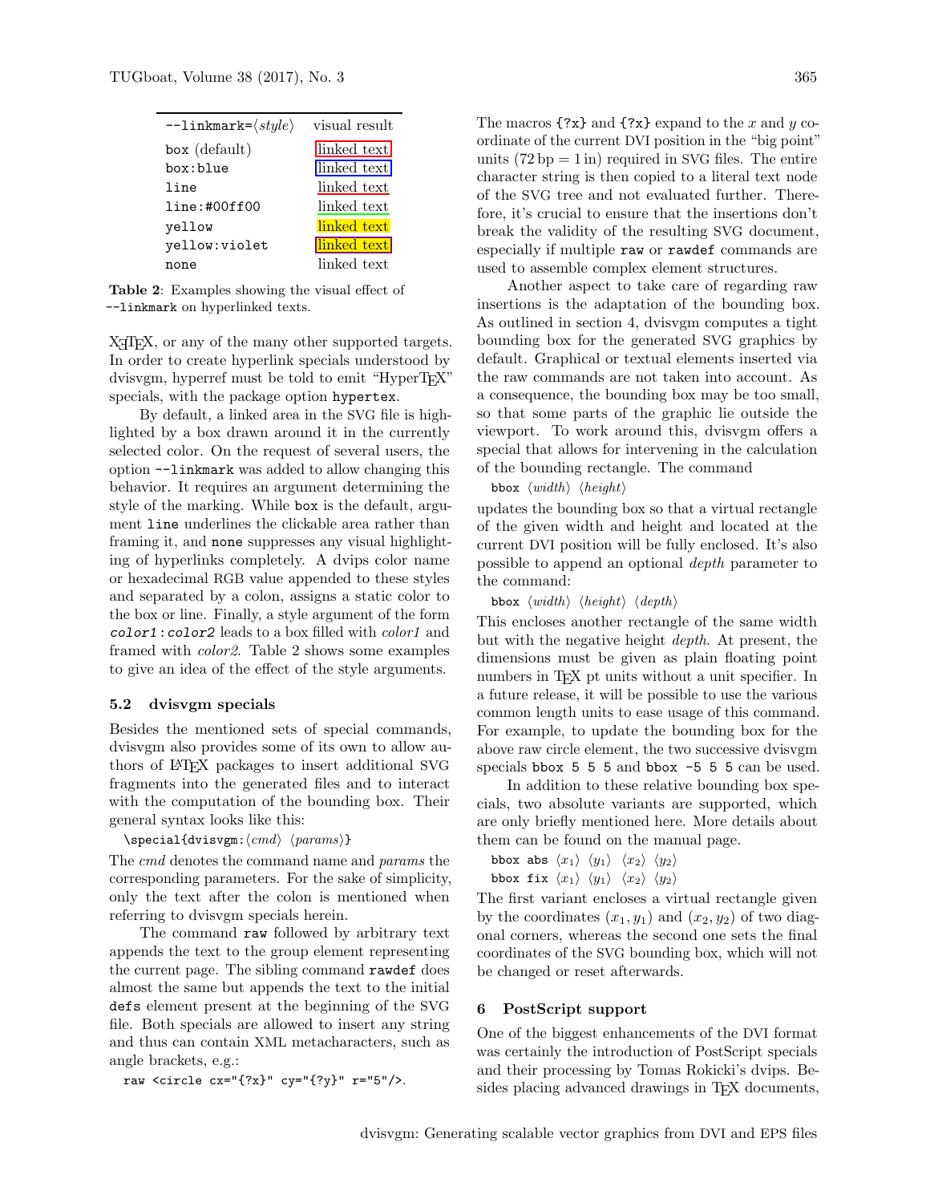| `--linkmark=`⟨*style*⟩ | visual result |
|---|---|
| `box` (default) | linked text |
| `box:blue` | linked text |
| `line` | linked text |
| `line:#00ff00` | linked text |
| `yellow` | linked text |
| `yellow:violet` | linked text |
| `none` | linked text |

**Table 2**: Examples showing the visual effect of `--linkmark` on hyperlinked texts.

XƎTEX, or any of the many other supported targets. In order to create hyperlink specials understood by dvisvgm, hyperref must be told to emit "HyperTEX" specials, with the package option `hypertex`.

By default, a linked area in the SVG file is highlighted by a box drawn around it in the currently selected color. On the request of several users, the option `--linkmark` was added to allow changing this behavior. It requires an argument determining the style of the marking. While `box` is the default, argument `line` underlines the clickable area rather than framing it, and `none` suppresses any visual highlighting of hyperlinks completely. A dvips color name or hexadecimal RGB value appended to these styles and separated by a colon, assigns a static color to the box or line. Finally, a style argument of the form `color1:color2` leads to a box filled with *color1* and framed with *color2*. Table 2 shows some examples to give an idea of the effect of the style arguments.

### 5.2 dvisvgm specials

Besides the mentioned sets of special commands, dvisvgm also provides some of its own to allow authors of LATEX packages to insert additional SVG fragments into the generated files and to interact with the computation of the bounding box. Their general syntax looks like this:

`\special{dvisvgm:`⟨*cmd*⟩ ⟨*params*⟩`}`

The *cmd* denotes the command name and *params* the corresponding parameters. For the sake of simplicity, only the text after the colon is mentioned when referring to dvisvgm specials herein.

The command `raw` followed by arbitrary text appends the text to the group element representing the current page. The sibling command `rawdef` does almost the same but appends the text to the initial `defs` element present at the beginning of the SVG file. Both specials are allowed to insert any string and thus can contain XML metacharacters, such as angle brackets, e.g.:

`raw <circle cx="{?x}" cy="{?y}" r="5"/>`.

The macros `{?x}` and `{?x}` expand to the $x$ and $y$ coordinate of the current DVI position in the "big point" units ($72\,\text{bp} = 1\,\text{in}$) required in SVG files. The entire character string is then copied to a literal text node of the SVG tree and not evaluated further. Therefore, it's crucial to ensure that the insertions don't break the validity of the resulting SVG document, especially if multiple `raw` or `rawdef` commands are used to assemble complex element structures.

Another aspect to take care of regarding raw insertions is the adaptation of the bounding box. As outlined in section 4, dvisvgm computes a tight bounding box for the generated SVG graphics by default. Graphical or textual elements inserted via the raw commands are not taken into account. As a consequence, the bounding box may be too small, so that some parts of the graphic lie outside the viewport. To work around this, dvisvgm offers a special that allows for intervening in the calculation of the bounding rectangle. The command

`bbox` ⟨*width*⟩ ⟨*height*⟩

updates the bounding box so that a virtual rectangle of the given width and height and located at the current DVI position will be fully enclosed. It's also possible to append an optional *depth* parameter to the command:

`bbox` ⟨*width*⟩ ⟨*height*⟩ ⟨*depth*⟩

This encloses another rectangle of the same width but with the negative height *depth*. At present, the dimensions must be given as plain floating point numbers in TEX pt units without a unit specifier. In a future release, it will be possible to use the various common length units to ease usage of this command. For example, to update the bounding box for the above raw circle element, the two successive dvisvgm specials `bbox 5 5 5` and `bbox -5 5 5` can be used.

In addition to these relative bounding box specials, two absolute variants are supported, which are only briefly mentioned here. More details about them can be found on the manual page.

`bbox abs` ⟨$x_1$⟩ ⟨$y_1$⟩ ⟨$x_2$⟩ ⟨$y_2$⟩
`bbox fix` ⟨$x_1$⟩ ⟨$y_1$⟩ ⟨$x_2$⟩ ⟨$y_2$⟩

The first variant encloses a virtual rectangle given by the coordinates $(x_1, y_1)$ and $(x_2, y_2)$ of two diagonal corners, whereas the second one sets the final coordinates of the SVG bounding box, which will not be changed or reset afterwards.

## 6 PostScript support

One of the biggest enhancements of the DVI format was certainly the introduction of PostScript specials and their processing by Tomas Rokicki's dvips. Besides placing advanced drawings in TEX documents,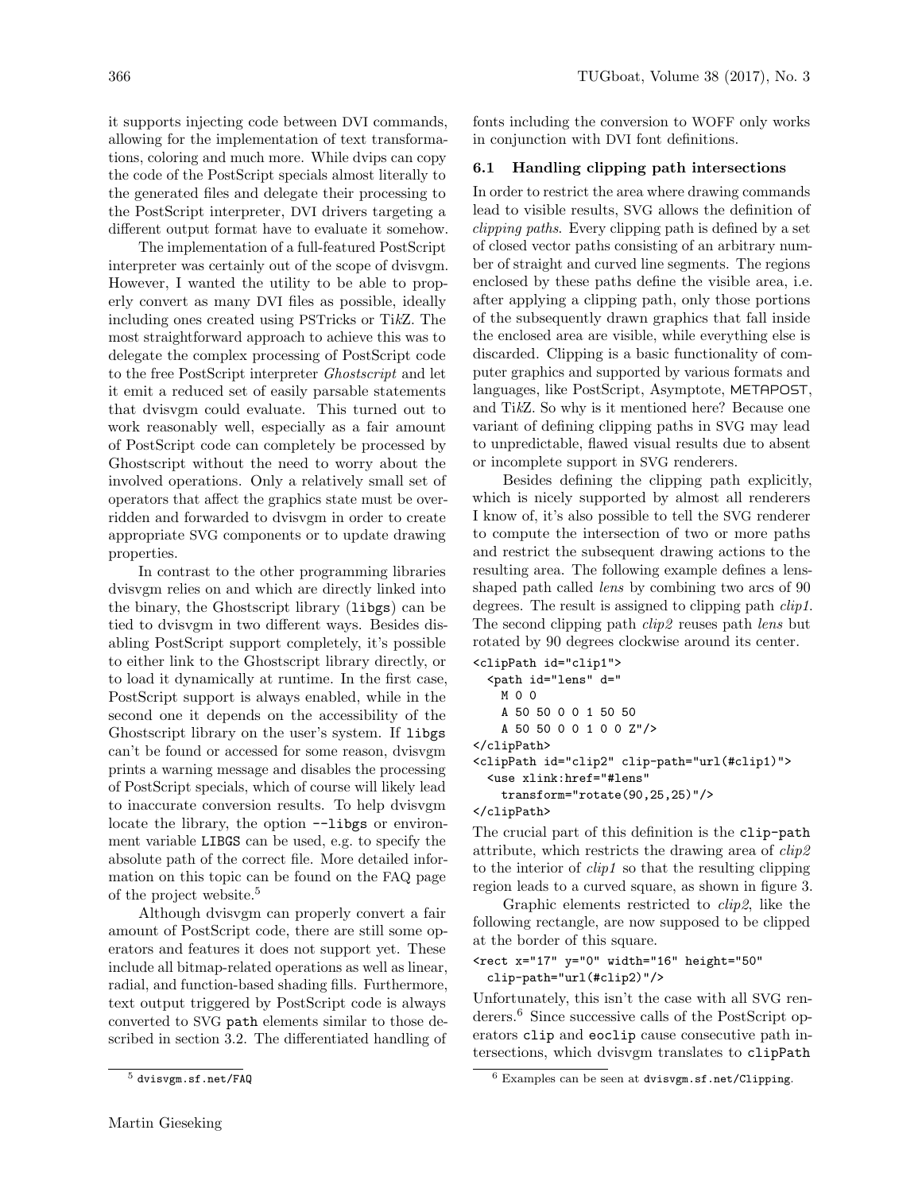it supports injecting code between DVI commands, allowing for the implementation of text transformations, coloring and much more. While dvips can copy the code of the PostScript specials almost literally to the generated files and delegate their processing to the PostScript interpreter, DVI drivers targeting a different output format have to evaluate it somehow.

The implementation of a full-featured PostScript interpreter was certainly out of the scope of dvisvgm. However, I wanted the utility to be able to properly convert as many DVI files as possible, ideally including ones created using PSTricks or Ti*k*Z. The most straightforward approach to achieve this was to delegate the complex processing of PostScript code to the free PostScript interpreter *Ghostscript* and let it emit a reduced set of easily parsable statements that dvisvgm could evaluate. This turned out to work reasonably well, especially as a fair amount of PostScript code can completely be processed by Ghostscript without the need to worry about the involved operations. Only a relatively small set of operators that affect the graphics state must be overridden and forwarded to dvisvgm in order to create appropriate SVG components or to update drawing properties.

In contrast to the other programming libraries dvisvgm relies on and which are directly linked into the binary, the Ghostscript library (`libgs`) can be tied to dvisvgm in two different ways. Besides disabling PostScript support completely, it's possible to either link to the Ghostscript library directly, or to load it dynamically at runtime. In the first case, PostScript support is always enabled, while in the second one it depends on the accessibility of the Ghostscript library on the user's system. If `libgs` can't be found or accessed for some reason, dvisvgm prints a warning message and disables the processing of PostScript specials, which of course will likely lead to inaccurate conversion results. To help dvisvgm locate the library, the option `--libgs` or environment variable `LIBGS` can be used, e.g. to specify the absolute path of the correct file. More detailed information on this topic can be found on the FAQ page of the project website.[5]

Although dvisvgm can properly convert a fair amount of PostScript code, there are still some operators and features it does not support yet. These include all bitmap-related operations as well as linear, radial, and function-based shading fills. Furthermore, text output triggered by PostScript code is always converted to SVG `path` elements similar to those described in section 3.2. The differentiated handling of fonts including the conversion to WOFF only works in conjunction with DVI font definitions.

### 6.1 Handling clipping path intersections

In order to restrict the area where drawing commands lead to visible results, SVG allows the definition of *clipping paths*. Every clipping path is defined by a set of closed vector paths consisting of an arbitrary number of straight and curved line segments. The regions enclosed by these paths define the visible area, i.e. after applying a clipping path, only those portions of the subsequently drawn graphics that fall inside the enclosed area are visible, while everything else is discarded. Clipping is a basic functionality of computer graphics and supported by various formats and languages, like PostScript, Asymptote, METAPOST, and Ti*k*Z. So why is it mentioned here? Because one variant of defining clipping paths in SVG may lead to unpredictable, flawed visual results due to absent or incomplete support in SVG renderers.

Besides defining the clipping path explicitly, which is nicely supported by almost all renderers I know of, it's also possible to tell the SVG renderer to compute the intersection of two or more paths and restrict the subsequent drawing actions to the resulting area. The following example defines a lens-shaped path called *lens* by combining two arcs of 90 degrees. The result is assigned to clipping path *clip1*. The second clipping path *clip2* reuses path *lens* but rotated by 90 degrees clockwise around its center.

```
<clipPath id="clip1">
  <path id="lens" d="
    M 0 0
    A 50 50 0 0 1 50 50
    A 50 50 0 0 1 0 0 Z"/>
</clipPath>
<clipPath id="clip2" clip-path="url(#clip1)">
  <use xlink:href="#lens"
    transform="rotate(90,25,25)"/>
</clipPath>
```

The crucial part of this definition is the `clip-path` attribute, which restricts the drawing area of *clip2* to the interior of *clip1* so that the resulting clipping region leads to a curved square, as shown in figure 3.

Graphic elements restricted to *clip2*, like the following rectangle, are now supposed to be clipped at the border of this square.

```
<rect x="17" y="0" width="16" height="50"
  clip-path="url(#clip2)"/>
```

Unfortunately, this isn't the case with all SVG renderers.[6] Since successive calls of the PostScript operators `clip` and `eoclip` cause consecutive path intersections, which dvisvgm translates to `clipPath`

[5] `dvisvgm.sf.net/FAQ`

[6] Examples can be seen at `dvisvgm.sf.net/Clipping`.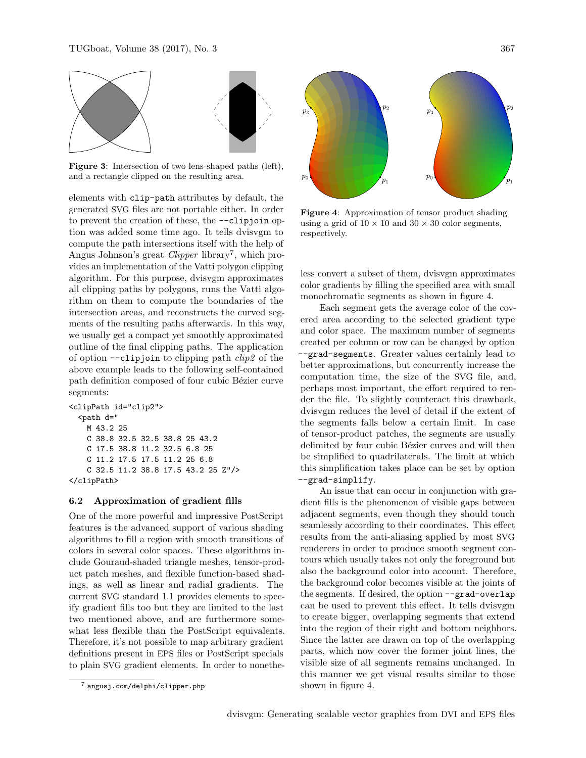Figure 3: Intersection of two lens-shaped paths (left), and a rectangle clipped on the resulting area.

elements with `clip-path` attributes by default, the generated SVG files are not portable either. In order to prevent the creation of these, the `--clipjoin` option was added some time ago. It tells dvisvgm to compute the path intersections itself with the help of Angus Johnson's great *Clipper* library[7], which provides an implementation of the Vatti polygon clipping algorithm. For this purpose, dvisvgm approximates all clipping paths by polygons, runs the Vatti algorithm on them to compute the boundaries of the intersection areas, and reconstructs the curved segments of the resulting paths afterwards. In this way, we usually get a compact yet smoothly approximated outline of the final clipping paths. The application of option `--clipjoin` to clipping path *clip2* of the above example leads to the following self-contained path definition composed of four cubic Bézier curve segments:

```
<clipPath id="clip2">
  <path d="
    M 43.2 25
    C 38.8 32.5 32.5 38.8 25 43.2
    C 17.5 38.8 11.2 32.5 6.8 25
    C 11.2 17.5 17.5 11.2 25 6.8
    C 32.5 11.2 38.8 17.5 43.2 25 Z"/>
</clipPath>
```

### 6.2 Approximation of gradient fills

One of the more powerful and impressive PostScript features is the advanced support of various shading algorithms to fill a region with smooth transitions of colors in several color spaces. These algorithms include Gouraud-shaded triangle meshes, tensor-product patch meshes, and flexible function-based shadings, as well as linear and radial gradients. The current SVG standard 1.1 provides elements to specify gradient fills too but they are limited to the last two mentioned above, and are furthermore somewhat less flexible than the PostScript equivalents. Therefore, it's not possible to map arbitrary gradient definitions present in EPS files or PostScript specials to plain SVG gradient elements. In order to nonetheless convert a subset of them, dvisvgm approximates color gradients by filling the specified area with small monochromatic segments as shown in figure 4.

Figure 4: Approximation of tensor product shading using a grid of $10 \times 10$ and $30 \times 30$ color segments, respectively.

Each segment gets the average color of the covered area according to the selected gradient type and color space. The maximum number of segments created per column or row can be changed by option `--grad-segments`. Greater values certainly lead to better approximations, but concurrently increase the computation time, the size of the SVG file, and, perhaps most important, the effort required to render the file. To slightly counteract this drawback, dvisvgm reduces the level of detail if the extent of the segments falls below a certain limit. In case of tensor-product patches, the segments are usually delimited by four cubic Bézier curves and will then be simplified to quadrilaterals. The limit at which this simplification takes place can be set by option `--grad-simplify`.

An issue that can occur in conjunction with gradient fills is the phenomenon of visible gaps between adjacent segments, even though they should touch seamlessly according to their coordinates. This effect results from the anti-aliasing applied by most SVG renderers in order to produce smooth segment contours which usually takes not only the foreground but also the background color into account. Therefore, the background color becomes visible at the joints of the segments. If desired, the option `--grad-overlap` can be used to prevent this effect. It tells dvisvgm to create bigger, overlapping segments that extend into the region of their right and bottom neighbors. Since the latter are drawn on top of the overlapping parts, which now cover the former joint lines, the visible size of all segments remains unchanged. In this manner we get visual results similar to those shown in figure 4.

[7] angusj.com/delphi/clipper.php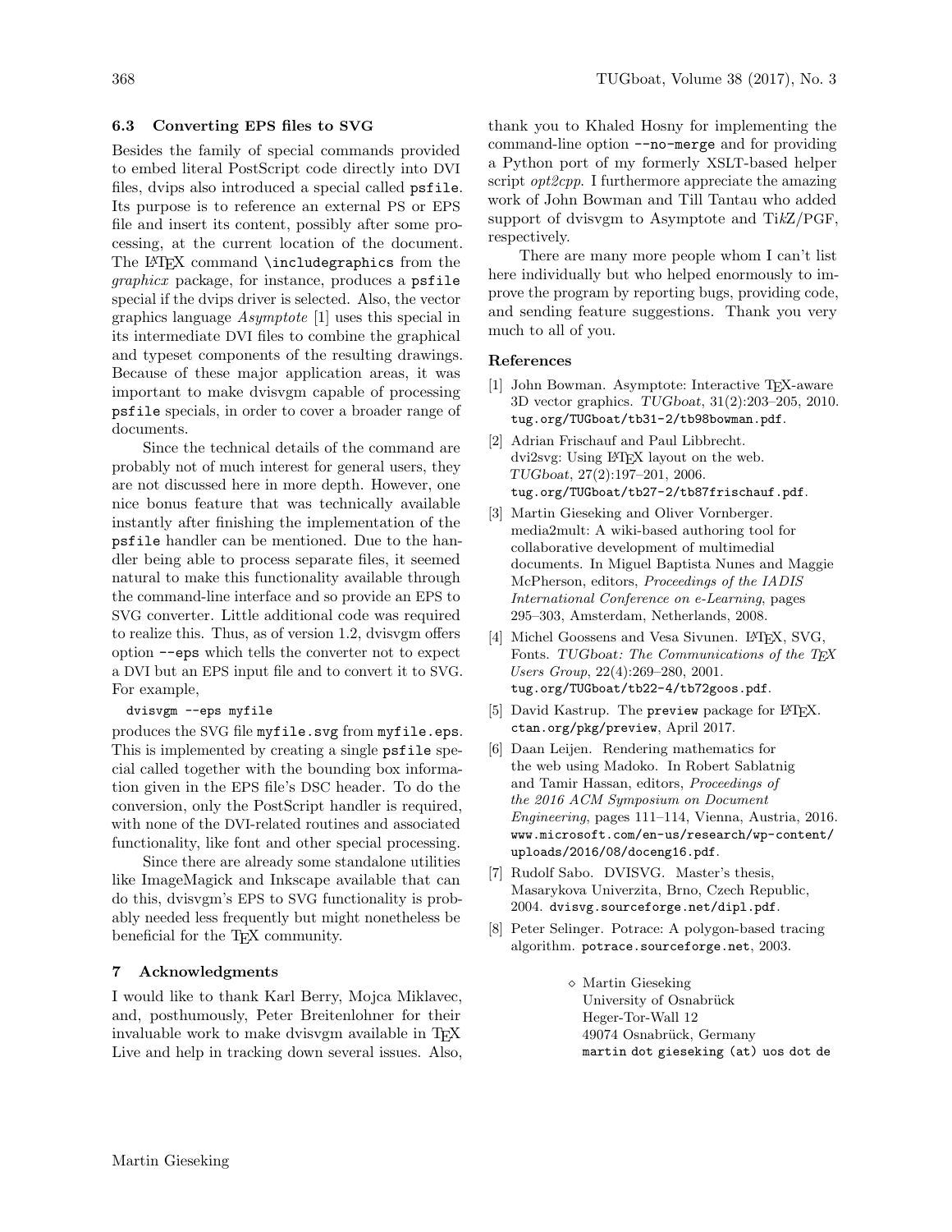### 6.3 Converting EPS files to SVG

Besides the family of special commands provided to embed literal PostScript code directly into DVI files, dvips also introduced a special called `psfile`. Its purpose is to reference an external PS or EPS file and insert its content, possibly after some processing, at the current location of the document. The LaTeX command `\includegraphics` from the *graphicx* package, for instance, produces a `psfile` special if the dvips driver is selected. Also, the vector graphics language *Asymptote* [1] uses this special in its intermediate DVI files to combine the graphical and typeset components of the resulting drawings. Because of these major application areas, it was important to make dvisvgm capable of processing `psfile` specials, in order to cover a broader range of documents.

Since the technical details of the command are probably not of much interest for general users, they are not discussed here in more depth. However, one nice bonus feature that was technically available instantly after finishing the implementation of the `psfile` handler can be mentioned. Due to the handler being able to process separate files, it seemed natural to make this functionality available through the command-line interface and so provide an EPS to SVG converter. Little additional code was required to realize this. Thus, as of version 1.2, dvisvgm offers option `--eps` which tells the converter not to expect a DVI but an EPS input file and to convert it to SVG. For example,

```
dvisvgm --eps myfile
```

produces the SVG file `myfile.svg` from `myfile.eps`. This is implemented by creating a single `psfile` special called together with the bounding box information given in the EPS file's DSC header. To do the conversion, only the PostScript handler is required, with none of the DVI-related routines and associated functionality, like font and other special processing.

Since there are already some standalone utilities like ImageMagick and Inkscape available that can do this, dvisvgm's EPS to SVG functionality is probably needed less frequently but might nonetheless be beneficial for the TeX community.

## 7 Acknowledgments

I would like to thank Karl Berry, Mojca Miklavec, and, posthumously, Peter Breitenlohner for their invaluable work to make dvisvgm available in TeX Live and help in tracking down several issues. Also, thank you to Khaled Hosny for implementing the command-line option `--no-merge` and for providing a Python port of my formerly XSLT-based helper script *opt2cpp*. I furthermore appreciate the amazing work of John Bowman and Till Tantau who added support of dvisvgm to Asymptote and TikZ/PGF, respectively.

There are many more people whom I can't list here individually but who helped enormously to improve the program by reporting bugs, providing code, and sending feature suggestions. Thank you very much to all of you.

### References

[1] John Bowman. Asymptote: Interactive TeX-aware 3D vector graphics. *TUGboat*, 31(2):203–205, 2010. `tug.org/TUGboat/tb31-2/tb98bowman.pdf`.

[2] Adrian Frischauf and Paul Libbrecht. dvi2svg: Using LaTeX layout on the web. *TUGboat*, 27(2):197–201, 2006. `tug.org/TUGboat/tb27-2/tb87frischauf.pdf`.

[3] Martin Gieseking and Oliver Vornberger. media2mult: A wiki-based authoring tool for collaborative development of multimedial documents. In Miguel Baptista Nunes and Maggie McPherson, editors, *Proceedings of the IADIS International Conference on e-Learning*, pages 295–303, Amsterdam, Netherlands, 2008.

[4] Michel Goossens and Vesa Sivunen. LaTeX, SVG, Fonts. *TUGboat: The Communications of the TeX Users Group*, 22(4):269–280, 2001. `tug.org/TUGboat/tb22-4/tb72goos.pdf`.

[5] David Kastrup. The `preview` package for LaTeX. `ctan.org/pkg/preview`, April 2017.

[6] Daan Leijen. Rendering mathematics for the web using Madoko. In Robert Sablatnig and Tamir Hassan, editors, *Proceedings of the 2016 ACM Symposium on Document Engineering*, pages 111–114, Vienna, Austria, 2016. `www.microsoft.com/en-us/research/wp-content/uploads/2016/08/doceng16.pdf`.

[7] Rudolf Sabo. DVISVG. Master's thesis, Masarykova Univerzita, Brno, Czech Republic, 2004. `dvisvg.sourceforge.net/dipl.pdf`.

[8] Peter Selinger. Potrace: A polygon-based tracing algorithm. `potrace.sourceforge.net`, 2003.

◇ Martin Gieseking
University of Osnabrück
Heger-Tor-Wall 12
49074 Osnabrück, Germany
`martin dot gieseking (at) uos dot de`